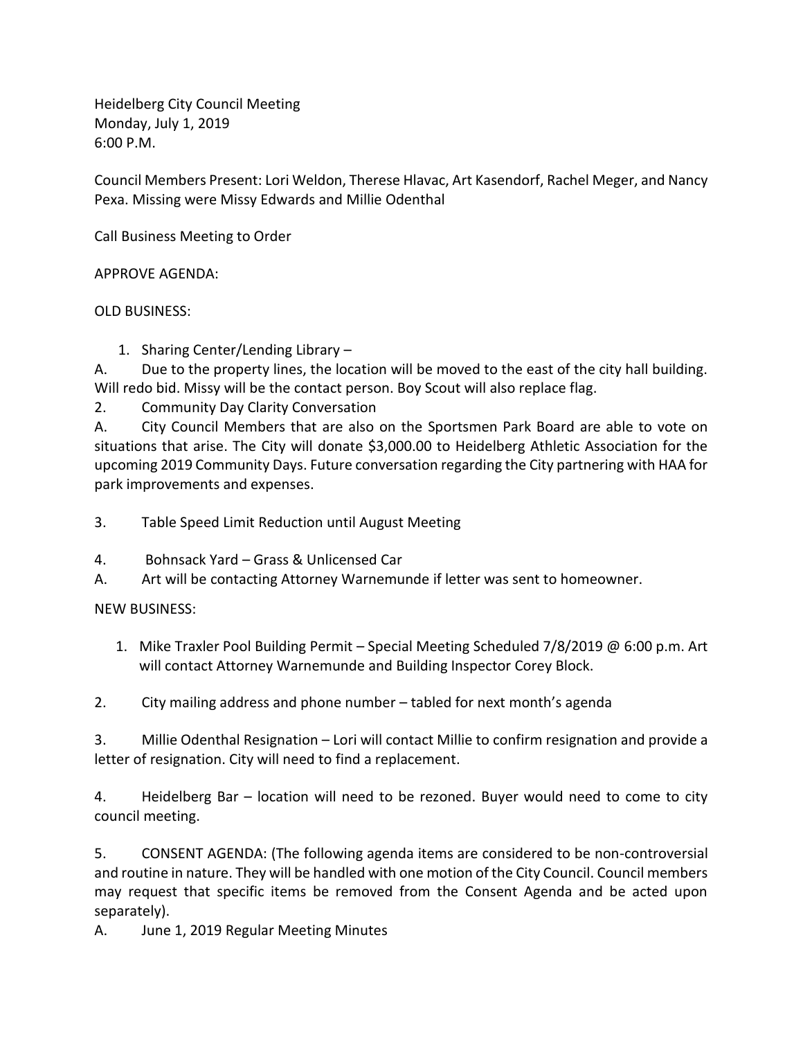Heidelberg City Council Meeting
Monday, July 1, 2019
6:00 P.M.

Council Members Present: Lori Weldon, Therese Hlavac, Art Kasendorf, Rachel Meger, and Nancy Pexa. Missing were Missy Edwards and Millie Odenthal

Call Business Meeting to Order

APPROVE AGENDA:

OLD BUSINESS:

1. Sharing Center/Lending Library –

A. Due to the property lines, the location will be moved to the east of the city hall building. Will redo bid. Missy will be the contact person. Boy Scout will also replace flag.

2. Community Day Clarity Conversation

A. City Council Members that are also on the Sportsmen Park Board are able to vote on situations that arise. The City will donate $3,000.00 to Heidelberg Athletic Association for the upcoming 2019 Community Days. Future conversation regarding the City partnering with HAA for park improvements and expenses.

3. Table Speed Limit Reduction until August Meeting

4. Bohnsack Yard – Grass & Unlicensed Car

A. Art will be contacting Attorney Warnemunde if letter was sent to homeowner.

NEW BUSINESS:

1. Mike Traxler Pool Building Permit – Special Meeting Scheduled 7/8/2019 @ 6:00 p.m. Art will contact Attorney Warnemunde and Building Inspector Corey Block.

2. City mailing address and phone number – tabled for next month's agenda

3. Millie Odenthal Resignation – Lori will contact Millie to confirm resignation and provide a letter of resignation. City will need to find a replacement.

4. Heidelberg Bar – location will need to be rezoned. Buyer would need to come to city council meeting.

5. CONSENT AGENDA: (The following agenda items are considered to be non-controversial and routine in nature. They will be handled with one motion of the City Council. Council members may request that specific items be removed from the Consent Agenda and be acted upon separately).

A. June 1, 2019 Regular Meeting Minutes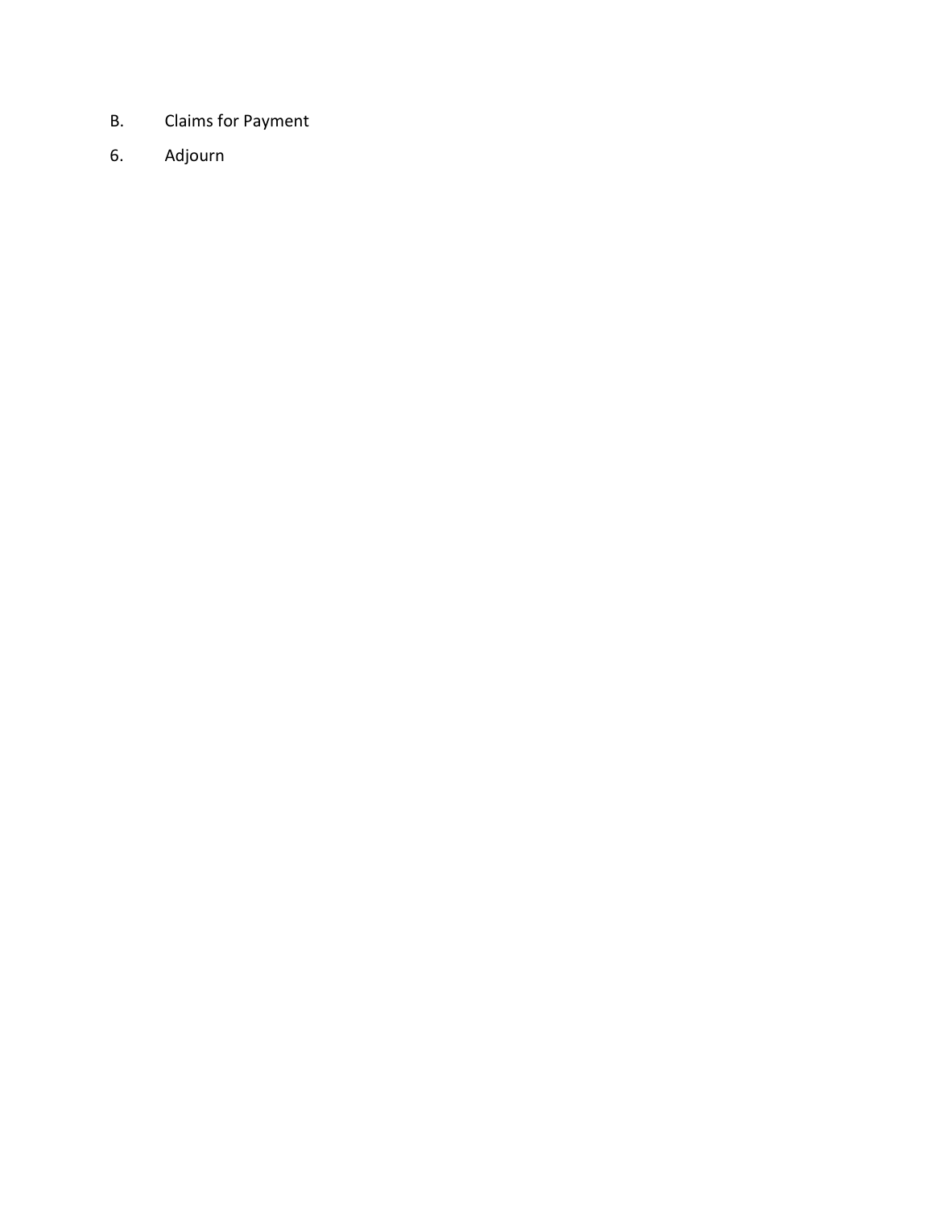B. Claims for Payment

6. Adjourn